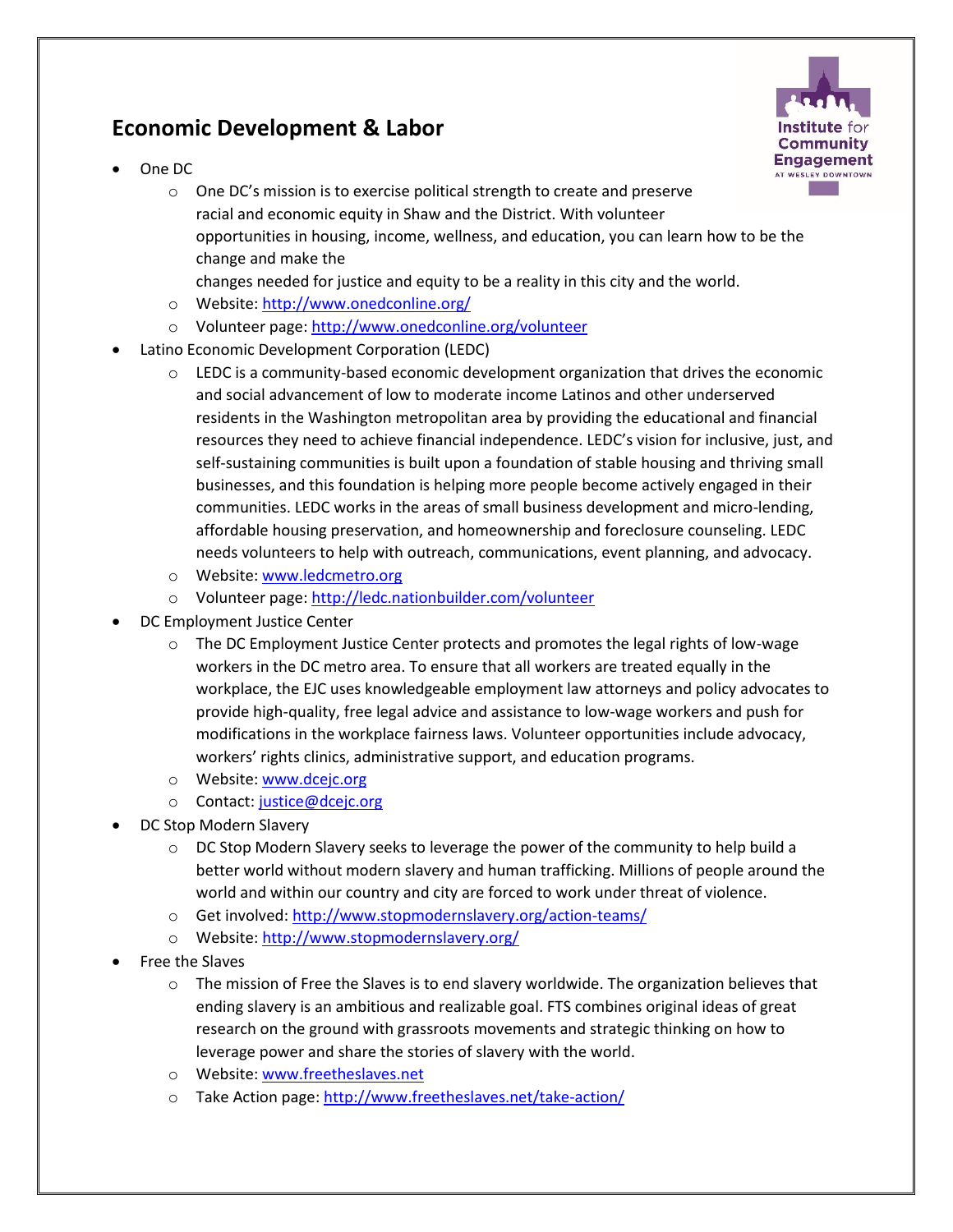## Economic Development & Labor

- One DC
  - One DC's mission is to exercise political strength to create and preserve racial and economic equity in Shaw and the District. With volunteer opportunities in housing, income, wellness, and education, you can learn how to be the change and make the changes needed for justice and equity to be a reality in this city and the world.
  - Website: http://www.onedconline.org/
  - Volunteer page: http://www.onedconline.org/volunteer
- Latino Economic Development Corporation (LEDC)
  - LEDC is a community-based economic development organization that drives the economic and social advancement of low to moderate income Latinos and other underserved residents in the Washington metropolitan area by providing the educational and financial resources they need to achieve financial independence. LEDC's vision for inclusive, just, and self-sustaining communities is built upon a foundation of stable housing and thriving small businesses, and this foundation is helping more people become actively engaged in their communities. LEDC works in the areas of small business development and micro-lending, affordable housing preservation, and homeownership and foreclosure counseling. LEDC needs volunteers to help with outreach, communications, event planning, and advocacy.
  - Website: www.ledcmetro.org
  - Volunteer page: http://ledc.nationbuilder.com/volunteer
- DC Employment Justice Center
  - The DC Employment Justice Center protects and promotes the legal rights of low-wage workers in the DC metro area. To ensure that all workers are treated equally in the workplace, the EJC uses knowledgeable employment law attorneys and policy advocates to provide high-quality, free legal advice and assistance to low-wage workers and push for modifications in the workplace fairness laws. Volunteer opportunities include advocacy, workers' rights clinics, administrative support, and education programs.
  - Website: www.dcejc.org
  - Contact: justice@dcejc.org
- DC Stop Modern Slavery
  - DC Stop Modern Slavery seeks to leverage the power of the community to help build a better world without modern slavery and human trafficking. Millions of people around the world and within our country and city are forced to work under threat of violence.
  - Get involved: http://www.stopmodernslavery.org/action-teams/
  - Website: http://www.stopmodernslavery.org/
- Free the Slaves
  - The mission of Free the Slaves is to end slavery worldwide. The organization believes that ending slavery is an ambitious and realizable goal. FTS combines original ideas of great research on the ground with grassroots movements and strategic thinking on how to leverage power and share the stories of slavery with the world.
  - Website: www.freetheslaves.net
  - Take Action page: http://www.freetheslaves.net/take-action/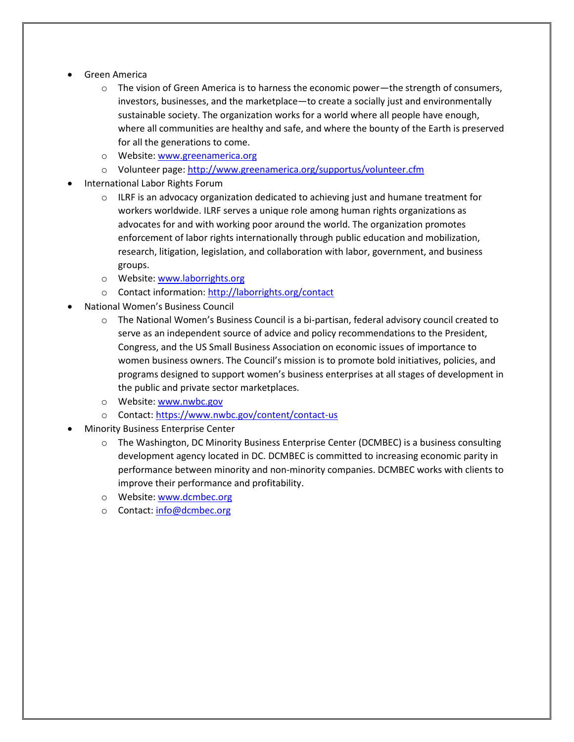- Green America
    - The vision of Green America is to harness the economic power—the strength of consumers, investors, businesses, and the marketplace—to create a socially just and environmentally sustainable society. The organization works for a world where all people have enough, where all communities are healthy and safe, and where the bounty of the Earth is preserved for all the generations to come.
    - Website: [www.greenamerica.org](http://www.greenamerica.org)
    - Volunteer page: [http://www.greenamerica.org/supportus/volunteer.cfm](http://www.greenamerica.org/supportus/volunteer.cfm)
- International Labor Rights Forum
    - ILRF is an advocacy organization dedicated to achieving just and humane treatment for workers worldwide. ILRF serves a unique role among human rights organizations as advocates for and with working poor around the world. The organization promotes enforcement of labor rights internationally through public education and mobilization, research, litigation, legislation, and collaboration with labor, government, and business groups.
    - Website: [www.laborrights.org](http://www.laborrights.org)
    - Contact information: [http://laborrights.org/contact](http://laborrights.org/contact)
- National Women's Business Council
    - The National Women's Business Council is a bi-partisan, federal advisory council created to serve as an independent source of advice and policy recommendations to the President, Congress, and the US Small Business Association on economic issues of importance to women business owners. The Council's mission is to promote bold initiatives, policies, and programs designed to support women's business enterprises at all stages of development in the public and private sector marketplaces.
    - Website: [www.nwbc.gov](http://www.nwbc.gov)
    - Contact: [https://www.nwbc.gov/content/contact-us](https://www.nwbc.gov/content/contact-us)
- Minority Business Enterprise Center
    - The Washington, DC Minority Business Enterprise Center (DCMBEC) is a business consulting development agency located in DC. DCMBEC is committed to increasing economic parity in performance between minority and non-minority companies. DCMBEC works with clients to improve their performance and profitability.
    - Website: [www.dcmbec.org](http://www.dcmbec.org)
    - Contact: [info@dcmbec.org](mailto:info@dcmbec.org)